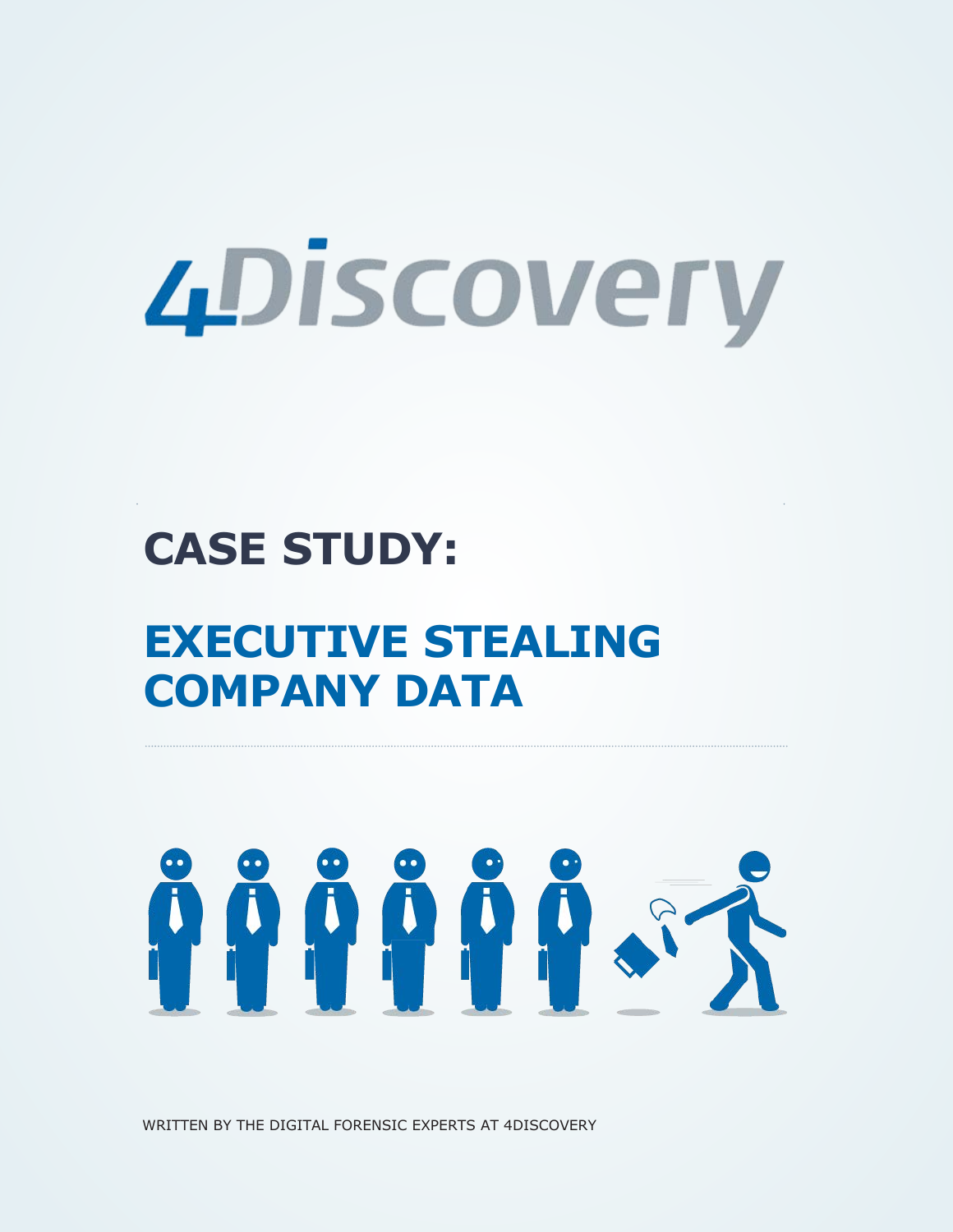4Discovery

# CASE STUDY:

# EXECUTIVE STEALING COMPANY DATA

WRITTEN BY THE DIGITAL FORENSIC EXPERTS AT 4DISCOVERY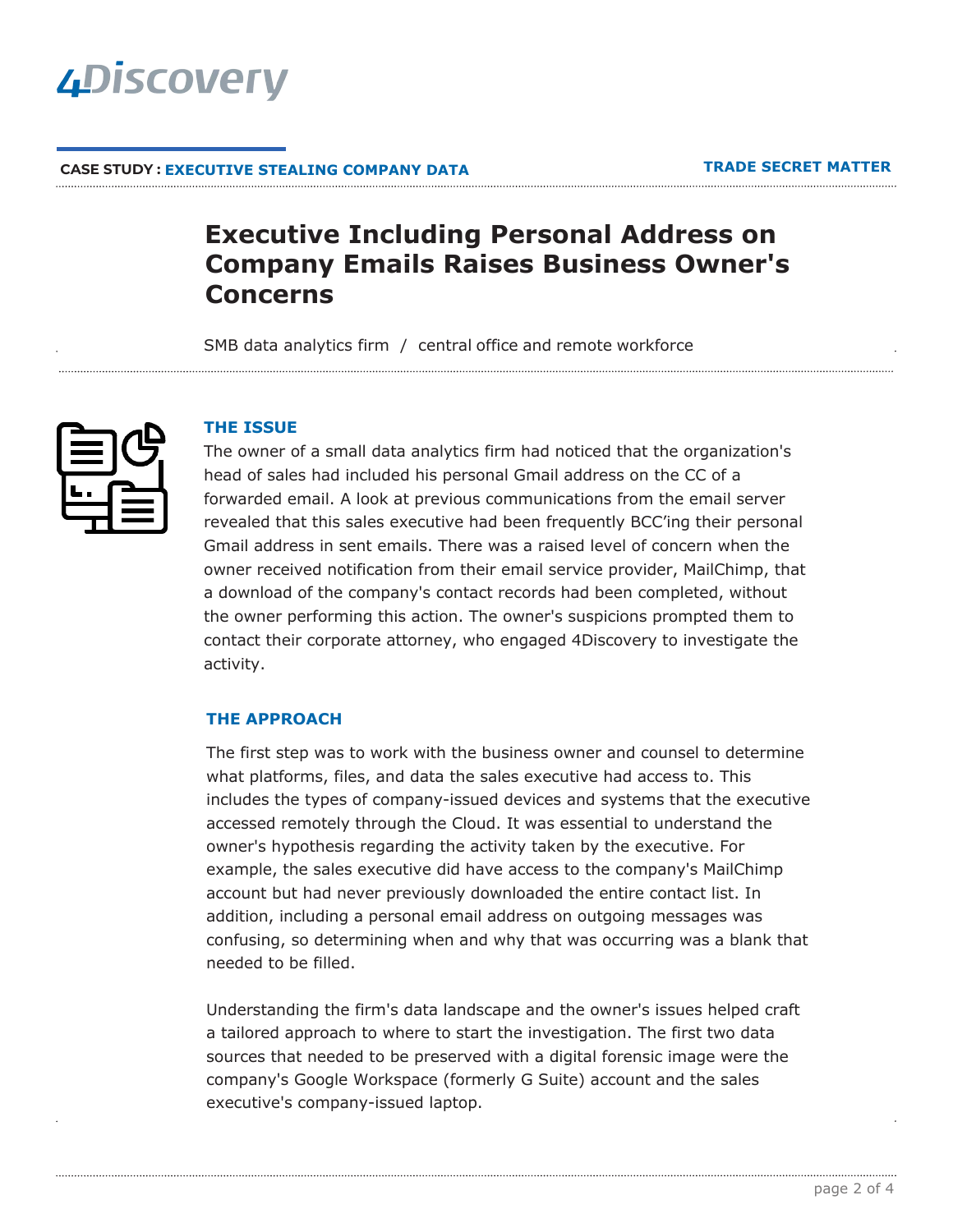**CASE STUDY : EXECUTIVE STEALING COMPANY DATA** **TRADE SECRET MATTER**

# Executive Including Personal Address on Company Emails Raises Business Owner's Concerns

SMB data analytics firm / central office and remote workforce

## THE ISSUE

The owner of a small data analytics firm had noticed that the organization's head of sales had included his personal Gmail address on the CC of a forwarded email. A look at previous communications from the email server revealed that this sales executive had been frequently BCC'ing their personal Gmail address in sent emails. There was a raised level of concern when the owner received notification from their email service provider, MailChimp, that a download of the company's contact records had been completed, without the owner performing this action. The owner's suspicions prompted them to contact their corporate attorney, who engaged 4Discovery to investigate the activity.

## THE APPROACH

The first step was to work with the business owner and counsel to determine what platforms, files, and data the sales executive had access to. This includes the types of company-issued devices and systems that the executive accessed remotely through the Cloud. It was essential to understand the owner's hypothesis regarding the activity taken by the executive. For example, the sales executive did have access to the company's MailChimp account but had never previously downloaded the entire contact list. In addition, including a personal email address on outgoing messages was confusing, so determining when and why that was occurring was a blank that needed to be filled.

Understanding the firm's data landscape and the owner's issues helped craft a tailored approach to where to start the investigation. The first two data sources that needed to be preserved with a digital forensic image were the company's Google Workspace (formerly G Suite) account and the sales executive's company-issued laptop.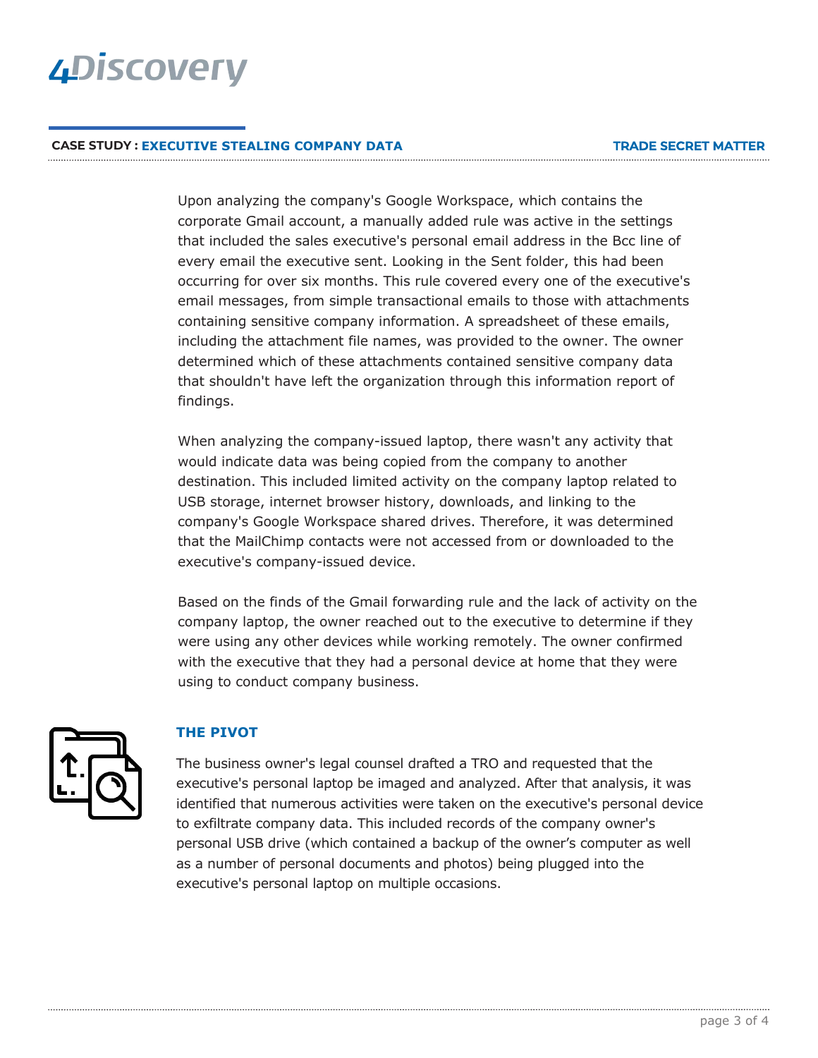Upon analyzing the company's Google Workspace, which contains the corporate Gmail account, a manually added rule was active in the settings that included the sales executive's personal email address in the Bcc line of every email the executive sent. Looking in the Sent folder, this had been occurring for over six months. This rule covered every one of the executive's email messages, from simple transactional emails to those with attachments containing sensitive company information. A spreadsheet of these emails, including the attachment file names, was provided to the owner. The owner determined which of these attachments contained sensitive company data that shouldn't have left the organization through this information report of findings.

When analyzing the company-issued laptop, there wasn't any activity that would indicate data was being copied from the company to another destination. This included limited activity on the company laptop related to USB storage, internet browser history, downloads, and linking to the company's Google Workspace shared drives. Therefore, it was determined that the MailChimp contacts were not accessed from or downloaded to the executive's company-issued device.

Based on the finds of the Gmail forwarding rule and the lack of activity on the company laptop, the owner reached out to the executive to determine if they were using any other devices while working remotely. The owner confirmed with the executive that they had a personal device at home that they were using to conduct company business.

## THE PIVOT

The business owner's legal counsel drafted a TRO and requested that the executive's personal laptop be imaged and analyzed. After that analysis, it was identified that numerous activities were taken on the executive's personal device to exfiltrate company data. This included records of the company owner's personal USB drive (which contained a backup of the owner's computer as well as a number of personal documents and photos) being plugged into the executive's personal laptop on multiple occasions.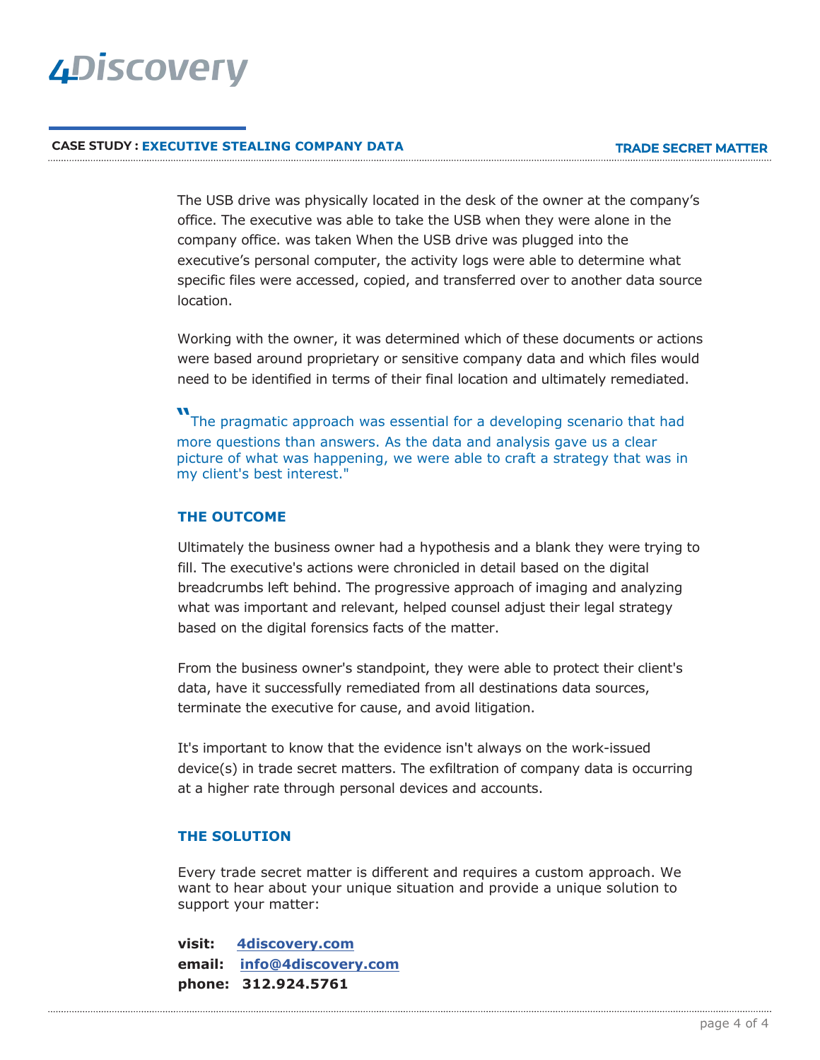**CASE STUDY : EXECUTIVE STEALING COMPANY DATA**

**TRADE SECRET MATTER**

The USB drive was physically located in the desk of the owner at the company's office. The executive was able to take the USB when they were alone in the company office. was taken When the USB drive was plugged into the executive's personal computer, the activity logs were able to determine what specific files were accessed, copied, and transferred over to another data source location.

Working with the owner, it was determined which of these documents or actions were based around proprietary or sensitive company data and which files would need to be identified in terms of their final location and ultimately remediated.

> "The pragmatic approach was essential for a developing scenario that had more questions than answers. As the data and analysis gave us a clear picture of what was happening, we were able to craft a strategy that was in my client's best interest."

## THE OUTCOME

Ultimately the business owner had a hypothesis and a blank they were trying to fill. The executive's actions were chronicled in detail based on the digital breadcrumbs left behind. The progressive approach of imaging and analyzing what was important and relevant, helped counsel adjust their legal strategy based on the digital forensics facts of the matter.

From the business owner's standpoint, they were able to protect their client's data, have it successfully remediated from all destinations data sources, terminate the executive for cause, and avoid litigation.

It's important to know that the evidence isn't always on the work-issued device(s) in trade secret matters. The exfiltration of company data is occurring at a higher rate through personal devices and accounts.

## THE SOLUTION

Every trade secret matter is different and requires a custom approach. We want to hear about your unique situation and provide a unique solution to support your matter:

**visit:** [4discovery.com](https://4discovery.com)
**email:** [info@4discovery.com](mailto:info@4discovery.com)
**phone:** **312.924.5761**